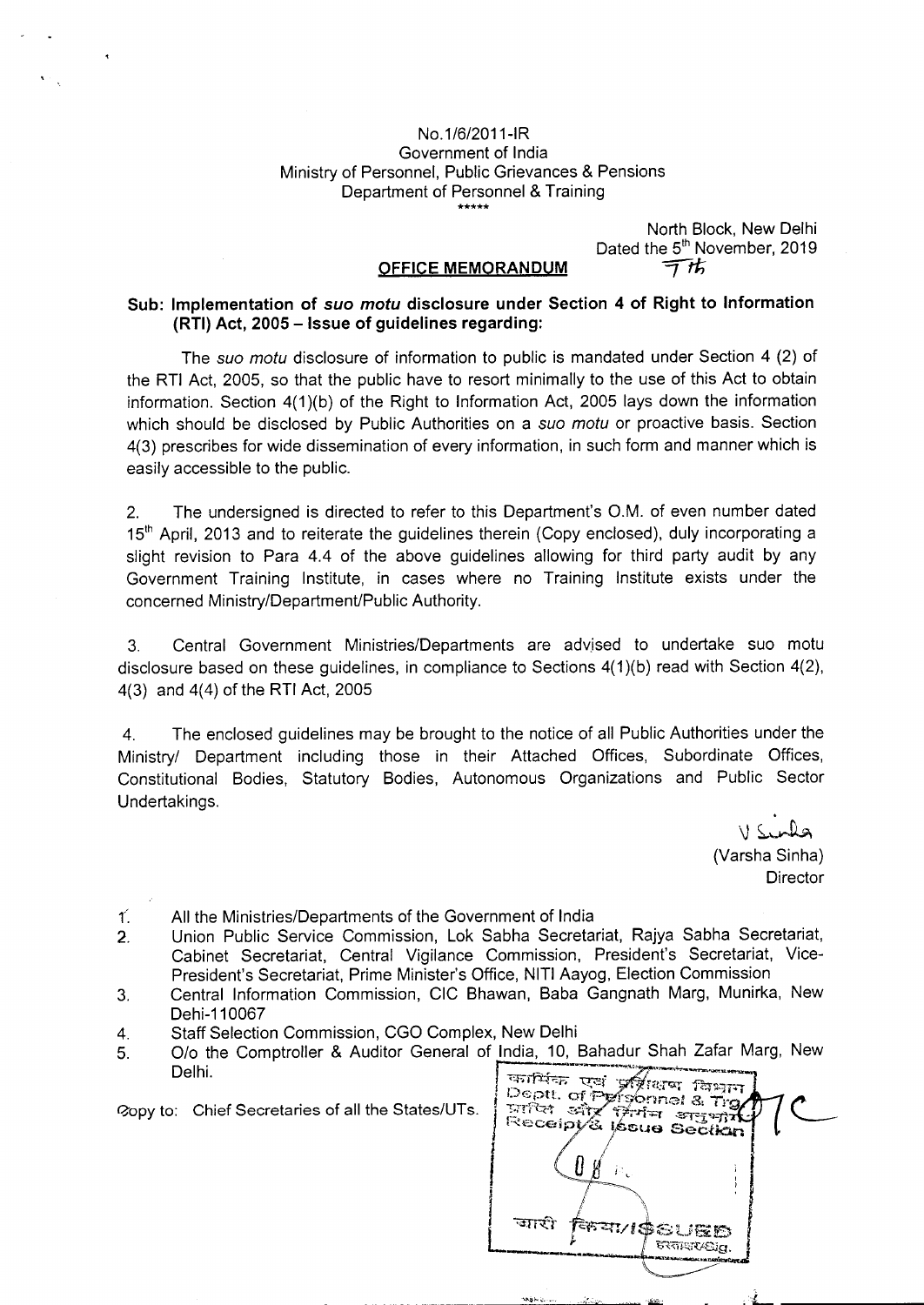No.1/6/2011-IR
Government of India
Ministry of Personnel, Public Grievances & Pensions
Department of Personnel & Training
\*\*\*\*\*

North Block, New Delhi
Dated the 5th November, 2019 7th

**OFFICE MEMORANDUM**

**Sub: Implementation of *suo motu* disclosure under Section 4 of Right to Information (RTI) Act, 2005 – Issue of guidelines regarding:**

The *suo motu* disclosure of information to public is mandated under Section 4 (2) of the RTI Act, 2005, so that the public have to resort minimally to the use of this Act to obtain information. Section 4(1)(b) of the Right to Information Act, 2005 lays down the information which should be disclosed by Public Authorities on a *suo motu* or proactive basis. Section 4(3) prescribes for wide dissemination of every information, in such form and manner which is easily accessible to the public.

2. The undersigned is directed to refer to this Department's O.M. of even number dated 15th April, 2013 and to reiterate the guidelines therein (Copy enclosed), duly incorporating a slight revision to Para 4.4 of the above guidelines allowing for third party audit by any Government Training Institute, in cases where no Training Institute exists under the concerned Ministry/Department/Public Authority.

3. Central Government Ministries/Departments are advised to undertake suo motu disclosure based on these guidelines, in compliance to Sections 4(1)(b) read with Section 4(2), 4(3) and 4(4) of the RTI Act, 2005

4. The enclosed guidelines may be brought to the notice of all Public Authorities under the Ministry/ Department including those in their Attached Offices, Subordinate Offices, Constitutional Bodies, Statutory Bodies, Autonomous Organizations and Public Sector Undertakings.

V Sinha
(Varsha Sinha)
Director

1. All the Ministries/Departments of the Government of India
2. Union Public Service Commission, Lok Sabha Secretariat, Rajya Sabha Secretariat, Cabinet Secretariat, Central Vigilance Commission, President's Secretariat, Vice-President's Secretariat, Prime Minister's Office, NITI Aayog, Election Commission
3. Central Information Commission, CIC Bhawan, Baba Gangnath Marg, Munirka, New Dehi-110067
4. Staff Selection Commission, CGO Complex, New Delhi
5. O/o the Comptroller & Auditor General of India, 10, Bahadur Shah Zafar Marg, New Delhi.

Copy to: Chief Secretaries of all the States/UTs.

कार्मिक एवं प्रशिक्षण विभाग
Deptt. of Personnel & Trg.
प्राप्ति और निर्गम अनुभाग
Receipt & Issue Section
08
जारी किया/ISSUED
हस्ताक्षर/Sig.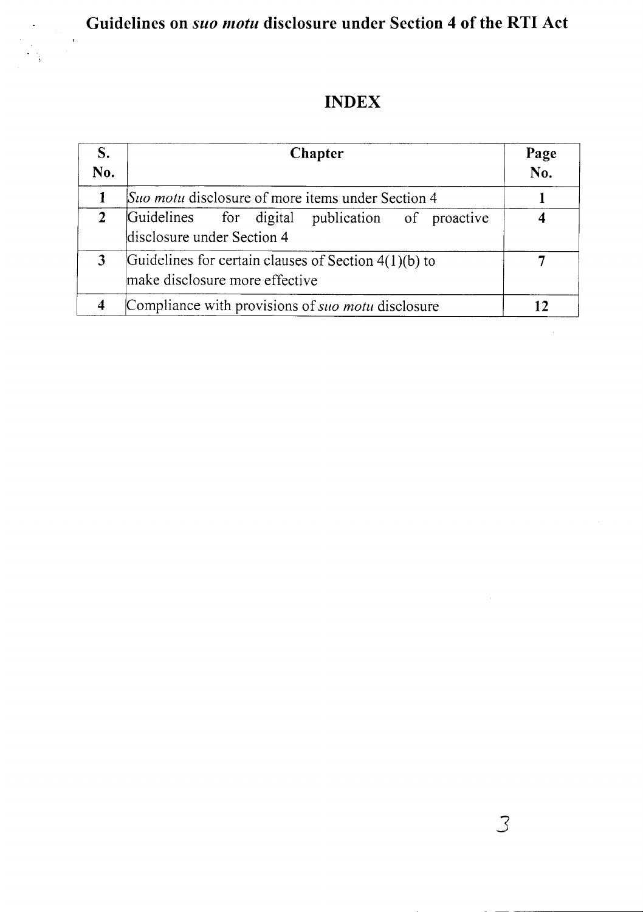# Guidelines on *suo motu* disclosure under Section 4 of the RTI Act

## INDEX

| S. No. | Chapter | Page No. |
|---|---|---|
| 1 | *Suo motu* disclosure of more items under Section 4 | 1 |
| 2 | Guidelines for digital publication of proactive disclosure under Section 4 | 4 |
| 3 | Guidelines for certain clauses of Section 4(1)(b) to make disclosure more effective | 7 |
| 4 | Compliance with provisions of *suo motu* disclosure | 12 |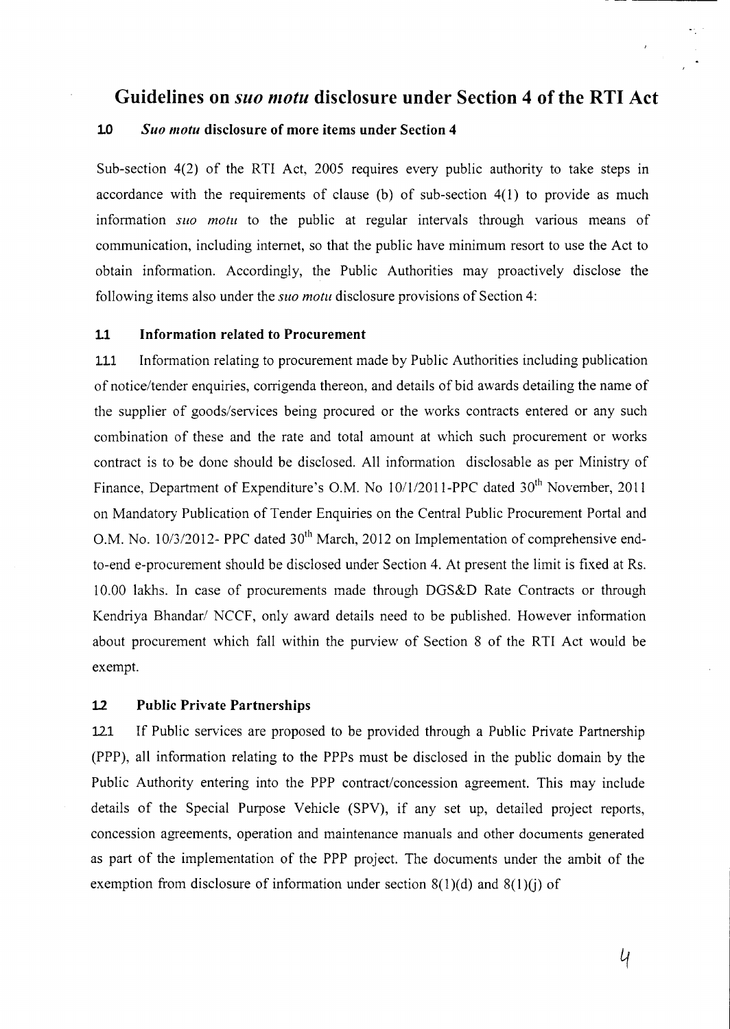# Guidelines on *suo motu* disclosure under Section 4 of the RTI Act

## 1.0 *Suo motu* disclosure of more items under Section 4

Sub-section 4(2) of the RTI Act, 2005 requires every public authority to take steps in accordance with the requirements of clause (b) of sub-section 4(1) to provide as much information *suo motu* to the public at regular intervals through various means of communication, including internet, so that the public have minimum resort to use the Act to obtain information. Accordingly, the Public Authorities may proactively disclose the following items also under the *suo motu* disclosure provisions of Section 4:

### 1.1 Information related to Procurement

1.1.1 Information relating to procurement made by Public Authorities including publication of notice/tender enquiries, corrigenda thereon, and details of bid awards detailing the name of the supplier of goods/services being procured or the works contracts entered or any such combination of these and the rate and total amount at which such procurement or works contract is to be done should be disclosed. All information disclosable as per Ministry of Finance, Department of Expenditure's O.M. No 10/1/2011-PPC dated 30th November, 2011 on Mandatory Publication of Tender Enquiries on the Central Public Procurement Portal and O.M. No. 10/3/2012- PPC dated 30th March, 2012 on Implementation of comprehensive end-to-end e-procurement should be disclosed under Section 4. At present the limit is fixed at Rs. 10.00 lakhs. In case of procurements made through DGS&D Rate Contracts or through Kendriya Bhandar/ NCCF, only award details need to be published. However information about procurement which fall within the purview of Section 8 of the RTI Act would be exempt.

### 1.2 Public Private Partnerships

1.2.1 If Public services are proposed to be provided through a Public Private Partnership (PPP), all information relating to the PPPs must be disclosed in the public domain by the Public Authority entering into the PPP contract/concession agreement. This may include details of the Special Purpose Vehicle (SPV), if any set up, detailed project reports, concession agreements, operation and maintenance manuals and other documents generated as part of the implementation of the PPP project. The documents under the ambit of the exemption from disclosure of information under section 8(1)(d) and 8(1)(j) of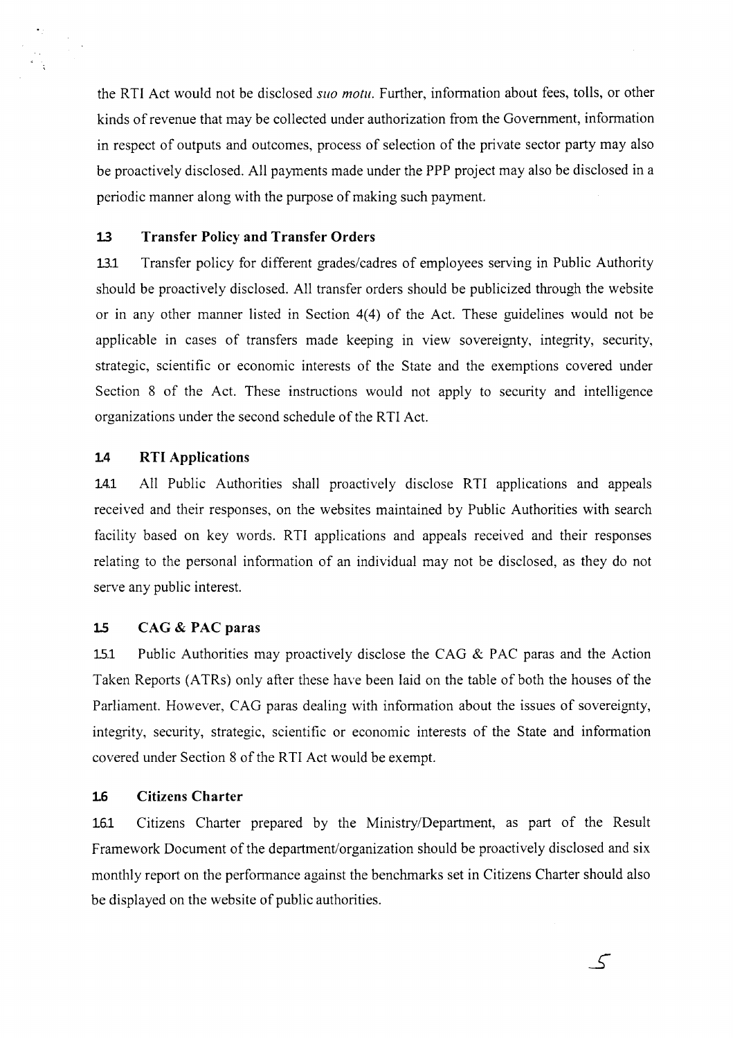the RTI Act would not be disclosed *suo motu*. Further, information about fees, tolls, or other kinds of revenue that may be collected under authorization from the Government, information in respect of outputs and outcomes, process of selection of the private sector party may also be proactively disclosed. All payments made under the PPP project may also be disclosed in a periodic manner along with the purpose of making such payment.

### 1.3 Transfer Policy and Transfer Orders

1.3.1 Transfer policy for different grades/cadres of employees serving in Public Authority should be proactively disclosed. All transfer orders should be publicized through the website or in any other manner listed in Section 4(4) of the Act. These guidelines would not be applicable in cases of transfers made keeping in view sovereignty, integrity, security, strategic, scientific or economic interests of the State and the exemptions covered under Section 8 of the Act. These instructions would not apply to security and intelligence organizations under the second schedule of the RTI Act.

### 1.4 RTI Applications

1.4.1 All Public Authorities shall proactively disclose RTI applications and appeals received and their responses, on the websites maintained by Public Authorities with search facility based on key words. RTI applications and appeals received and their responses relating to the personal information of an individual may not be disclosed, as they do not serve any public interest.

### 1.5 CAG & PAC paras

1.5.1 Public Authorities may proactively disclose the CAG & PAC paras and the Action Taken Reports (ATRs) only after these have been laid on the table of both the houses of the Parliament. However, CAG paras dealing with information about the issues of sovereignty, integrity, security, strategic, scientific or economic interests of the State and information covered under Section 8 of the RTI Act would be exempt.

### 1.6 Citizens Charter

1.6.1 Citizens Charter prepared by the Ministry/Department, as part of the Result Framework Document of the department/organization should be proactively disclosed and six monthly report on the performance against the benchmarks set in Citizens Charter should also be displayed on the website of public authorities.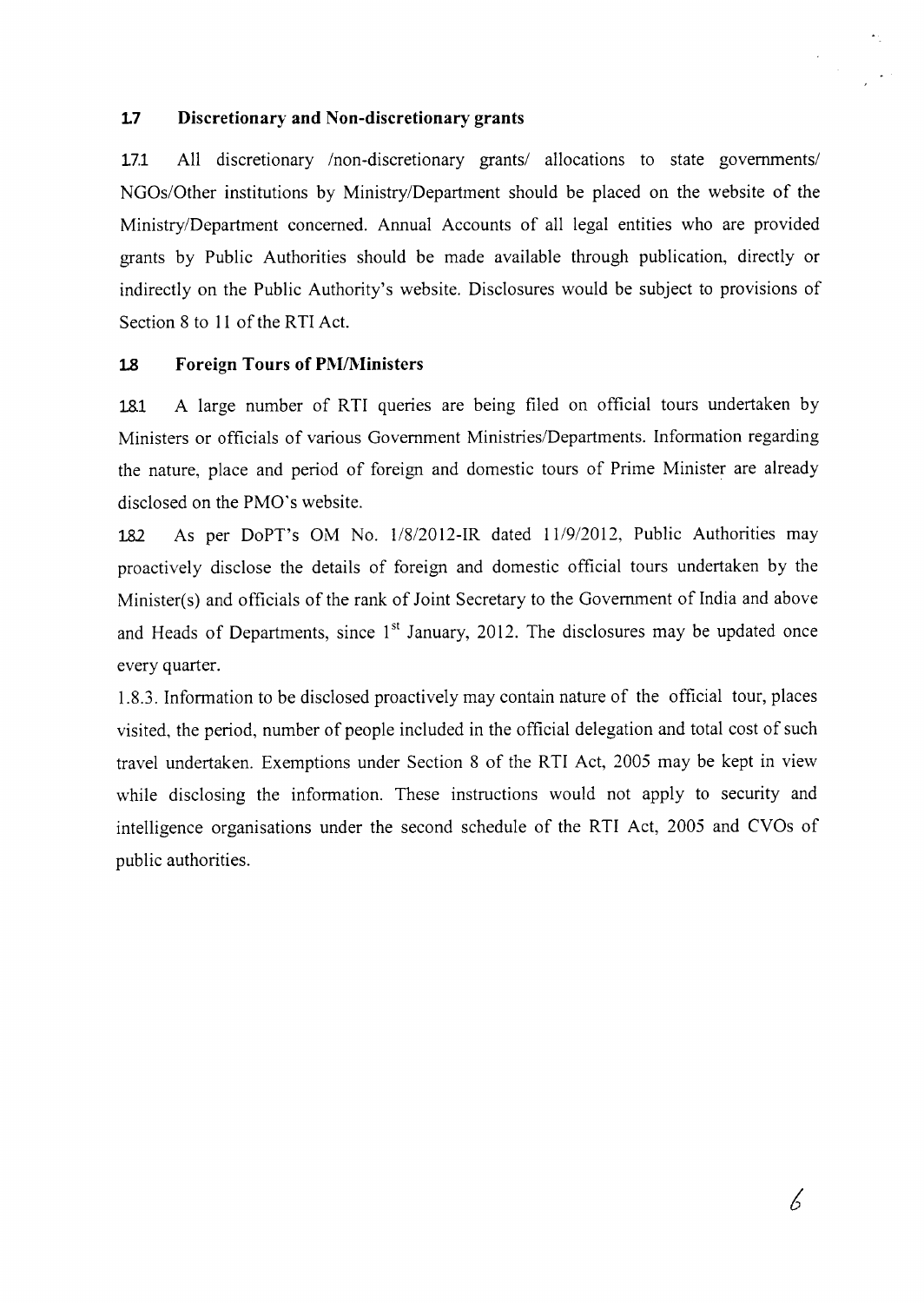## 1.7 Discretionary and Non-discretionary grants

1.7.1 All discretionary /non-discretionary grants/ allocations to state governments/ NGOs/Other institutions by Ministry/Department should be placed on the website of the Ministry/Department concerned. Annual Accounts of all legal entities who are provided grants by Public Authorities should be made available through publication, directly or indirectly on the Public Authority's website. Disclosures would be subject to provisions of Section 8 to 11 of the RTI Act.

## 1.8 Foreign Tours of PM/Ministers

1.8.1 A large number of RTI queries are being filed on official tours undertaken by Ministers or officials of various Government Ministries/Departments. Information regarding the nature, place and period of foreign and domestic tours of Prime Minister are already disclosed on the PMO's website.

1.8.2 As per DoPT's OM No. 1/8/2012-IR dated 11/9/2012, Public Authorities may proactively disclose the details of foreign and domestic official tours undertaken by the Minister(s) and officials of the rank of Joint Secretary to the Government of India and above and Heads of Departments, since 1st January, 2012. The disclosures may be updated once every quarter.

1.8.3. Information to be disclosed proactively may contain nature of the official tour, places visited, the period, number of people included in the official delegation and total cost of such travel undertaken. Exemptions under Section 8 of the RTI Act, 2005 may be kept in view while disclosing the information. These instructions would not apply to security and intelligence organisations under the second schedule of the RTI Act, 2005 and CVOs of public authorities.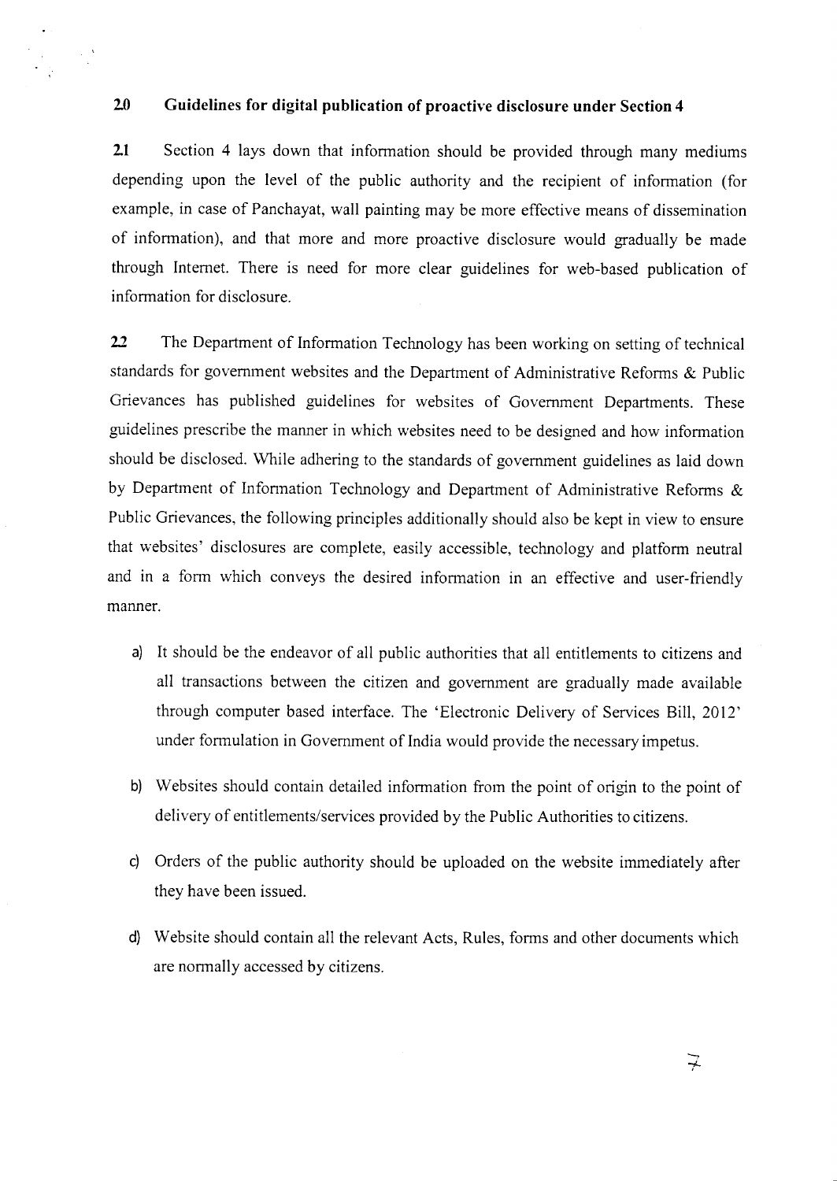## 2.0 Guidelines for digital publication of proactive disclosure under Section 4

**2.1** Section 4 lays down that information should be provided through many mediums depending upon the level of the public authority and the recipient of information (for example, in case of Panchayat, wall painting may be more effective means of dissemination of information), and that more and more proactive disclosure would gradually be made through Internet. There is need for more clear guidelines for web-based publication of information for disclosure.

**2.2** The Department of Information Technology has been working on setting of technical standards for government websites and the Department of Administrative Reforms & Public Grievances has published guidelines for websites of Government Departments. These guidelines prescribe the manner in which websites need to be designed and how information should be disclosed. While adhering to the standards of government guidelines as laid down by Department of Information Technology and Department of Administrative Reforms & Public Grievances, the following principles additionally should also be kept in view to ensure that websites' disclosures are complete, easily accessible, technology and platform neutral and in a form which conveys the desired information in an effective and user-friendly manner.

a) It should be the endeavor of all public authorities that all entitlements to citizens and all transactions between the citizen and government are gradually made available through computer based interface. The 'Electronic Delivery of Services Bill, 2012' under formulation in Government of India would provide the necessary impetus.

b) Websites should contain detailed information from the point of origin to the point of delivery of entitlements/services provided by the Public Authorities to citizens.

c) Orders of the public authority should be uploaded on the website immediately after they have been issued.

d) Website should contain all the relevant Acts, Rules, forms and other documents which are normally accessed by citizens.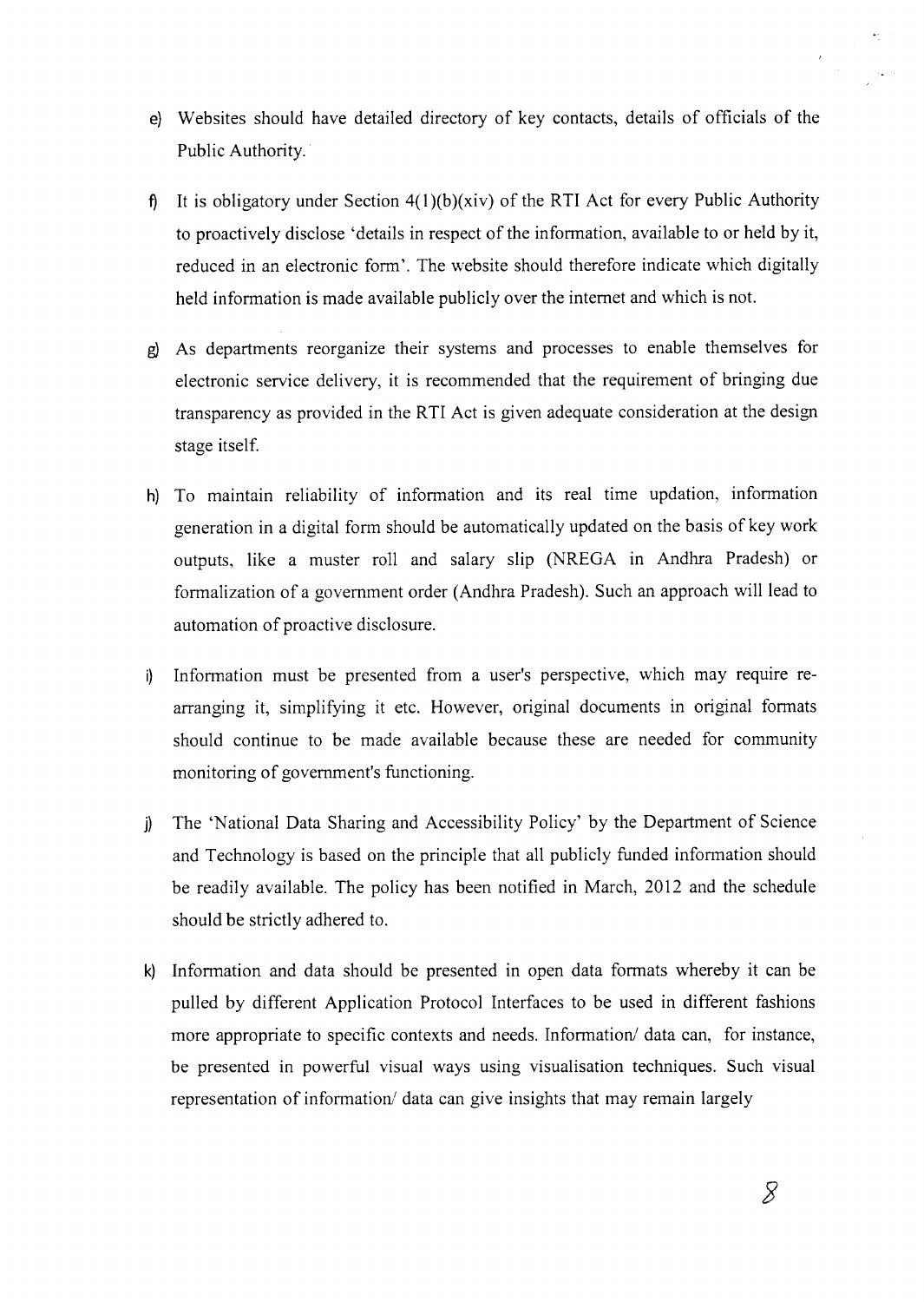e) Websites should have detailed directory of key contacts, details of officials of the Public Authority.

f) It is obligatory under Section 4(1)(b)(xiv) of the RTI Act for every Public Authority to proactively disclose 'details in respect of the information, available to or held by it, reduced in an electronic form'. The website should therefore indicate which digitally held information is made available publicly over the internet and which is not.

g) As departments reorganize their systems and processes to enable themselves for electronic service delivery, it is recommended that the requirement of bringing due transparency as provided in the RTI Act is given adequate consideration at the design stage itself.

h) To maintain reliability of information and its real time updation, information generation in a digital form should be automatically updated on the basis of key work outputs, like a muster roll and salary slip (NREGA in Andhra Pradesh) or formalization of a government order (Andhra Pradesh). Such an approach will lead to automation of proactive disclosure.

i) Information must be presented from a user's perspective, which may require re-arranging it, simplifying it etc. However, original documents in original formats should continue to be made available because these are needed for community monitoring of government's functioning.

j) The 'National Data Sharing and Accessibility Policy' by the Department of Science and Technology is based on the principle that all publicly funded information should be readily available. The policy has been notified in March, 2012 and the schedule should be strictly adhered to.

k) Information and data should be presented in open data formats whereby it can be pulled by different Application Protocol Interfaces to be used in different fashions more appropriate to specific contexts and needs. Information/ data can, for instance, be presented in powerful visual ways using visualisation techniques. Such visual representation of information/ data can give insights that may remain largely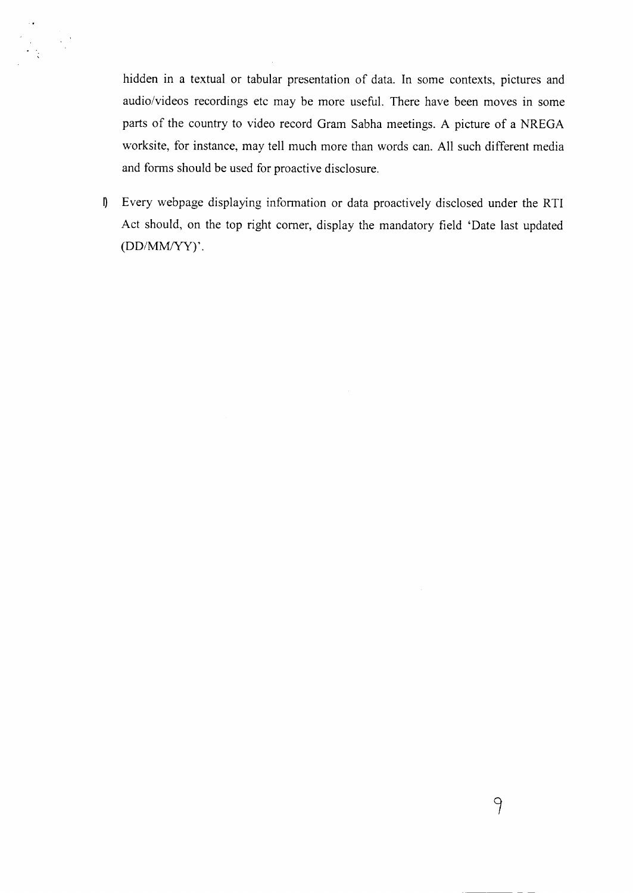hidden in a textual or tabular presentation of data. In some contexts, pictures and audio/videos recordings etc may be more useful. There have been moves in some parts of the country to video record Gram Sabha meetings. A picture of a NREGA worksite, for instance, may tell much more than words can. All such different media and forms should be used for proactive disclosure.

l) Every webpage displaying information or data proactively disclosed under the RTI Act should, on the top right corner, display the mandatory field 'Date last updated (DD/MM/YY)'.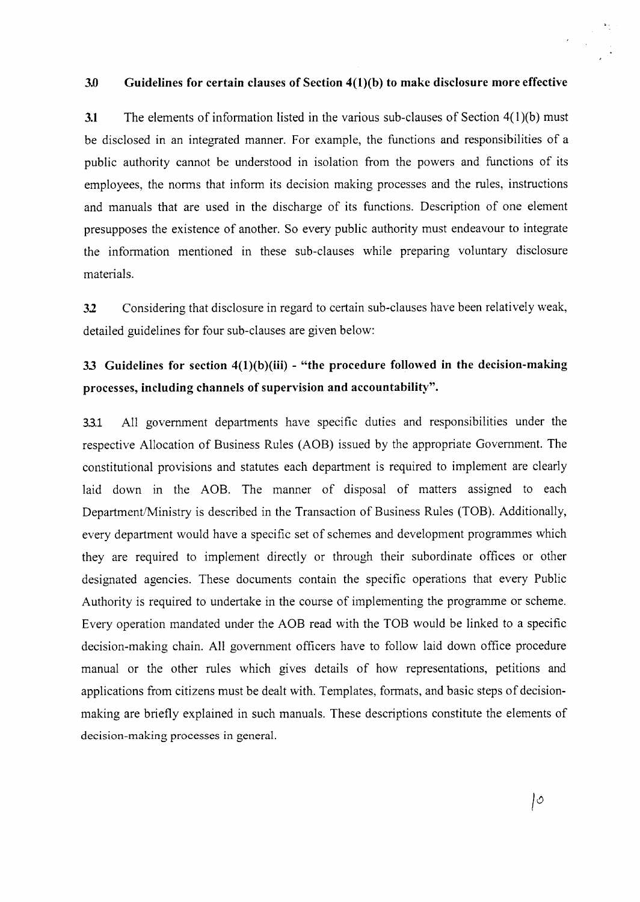## 3.0 Guidelines for certain clauses of Section 4(1)(b) to make disclosure more effective

**3.1** The elements of information listed in the various sub-clauses of Section 4(1)(b) must be disclosed in an integrated manner. For example, the functions and responsibilities of a public authority cannot be understood in isolation from the powers and functions of its employees, the norms that inform its decision making processes and the rules, instructions and manuals that are used in the discharge of its functions. Description of one element presupposes the existence of another. So every public authority must endeavour to integrate the information mentioned in these sub-clauses while preparing voluntary disclosure materials.

**3.2** Considering that disclosure in regard to certain sub-clauses have been relatively weak, detailed guidelines for four sub-clauses are given below:

### 3.3 Guidelines for section 4(1)(b)(iii) - "the procedure followed in the decision-making processes, including channels of supervision and accountability".

**3.3.1** All government departments have specific duties and responsibilities under the respective Allocation of Business Rules (AOB) issued by the appropriate Government. The constitutional provisions and statutes each department is required to implement are clearly laid down in the AOB. The manner of disposal of matters assigned to each Department/Ministry is described in the Transaction of Business Rules (TOB). Additionally, every department would have a specific set of schemes and development programmes which they are required to implement directly or through their subordinate offices or other designated agencies. These documents contain the specific operations that every Public Authority is required to undertake in the course of implementing the programme or scheme. Every operation mandated under the AOB read with the TOB would be linked to a specific decision-making chain. All government officers have to follow laid down office procedure manual or the other rules which gives details of how representations, petitions and applications from citizens must be dealt with. Templates, formats, and basic steps of decision-making are briefly explained in such manuals. These descriptions constitute the elements of decision-making processes in general.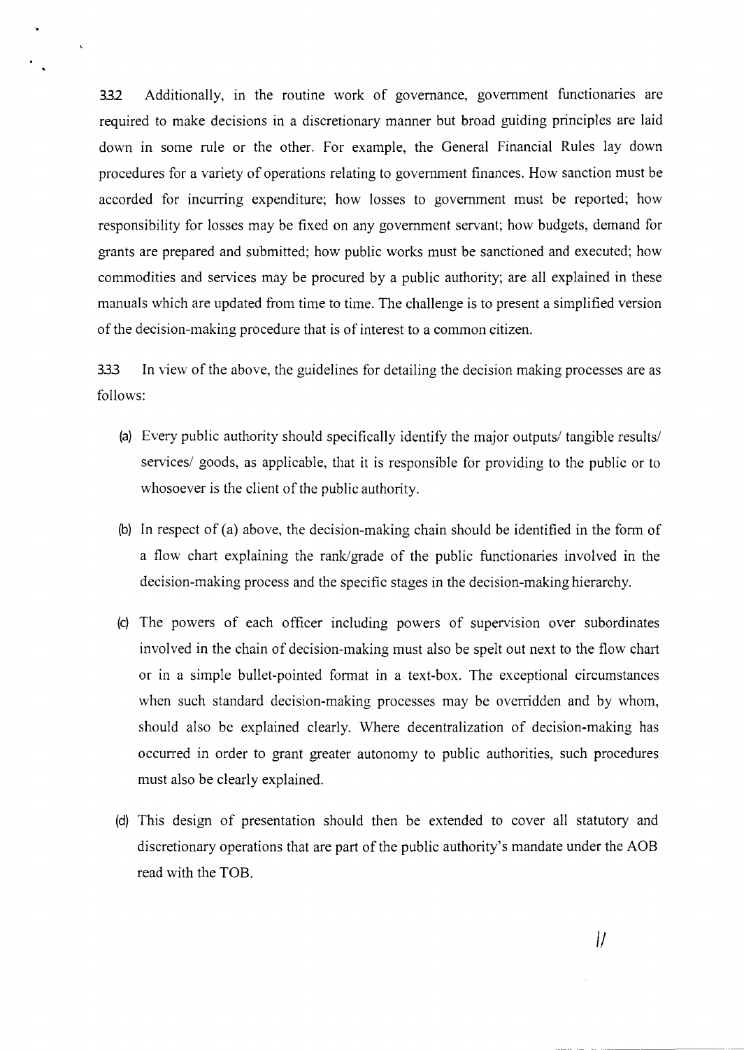3.3.2 Additionally, in the routine work of governance, government functionaries are required to make decisions in a discretionary manner but broad guiding principles are laid down in some rule or the other. For example, the General Financial Rules lay down procedures for a variety of operations relating to government finances. How sanction must be accorded for incurring expenditure; how losses to government must be reported; how responsibility for losses may be fixed on any government servant; how budgets, demand for grants are prepared and submitted; how public works must be sanctioned and executed; how commodities and services may be procured by a public authority; are all explained in these manuals which are updated from time to time. The challenge is to present a simplified version of the decision-making procedure that is of interest to a common citizen.

3.3.3 In view of the above, the guidelines for detailing the decision making processes are as follows:

(a) Every public authority should specifically identify the major outputs/ tangible results/ services/ goods, as applicable, that it is responsible for providing to the public or to whosoever is the client of the public authority.

(b) In respect of (a) above, the decision-making chain should be identified in the form of a flow chart explaining the rank/grade of the public functionaries involved in the decision-making process and the specific stages in the decision-making hierarchy.

(c) The powers of each officer including powers of supervision over subordinates involved in the chain of decision-making must also be spelt out next to the flow chart or in a simple bullet-pointed format in a text-box. The exceptional circumstances when such standard decision-making processes may be overridden and by whom, should also be explained clearly. Where decentralization of decision-making has occurred in order to grant greater autonomy to public authorities, such procedures must also be clearly explained.

(d) This design of presentation should then be extended to cover all statutory and discretionary operations that are part of the public authority's mandate under the AOB read with the TOB.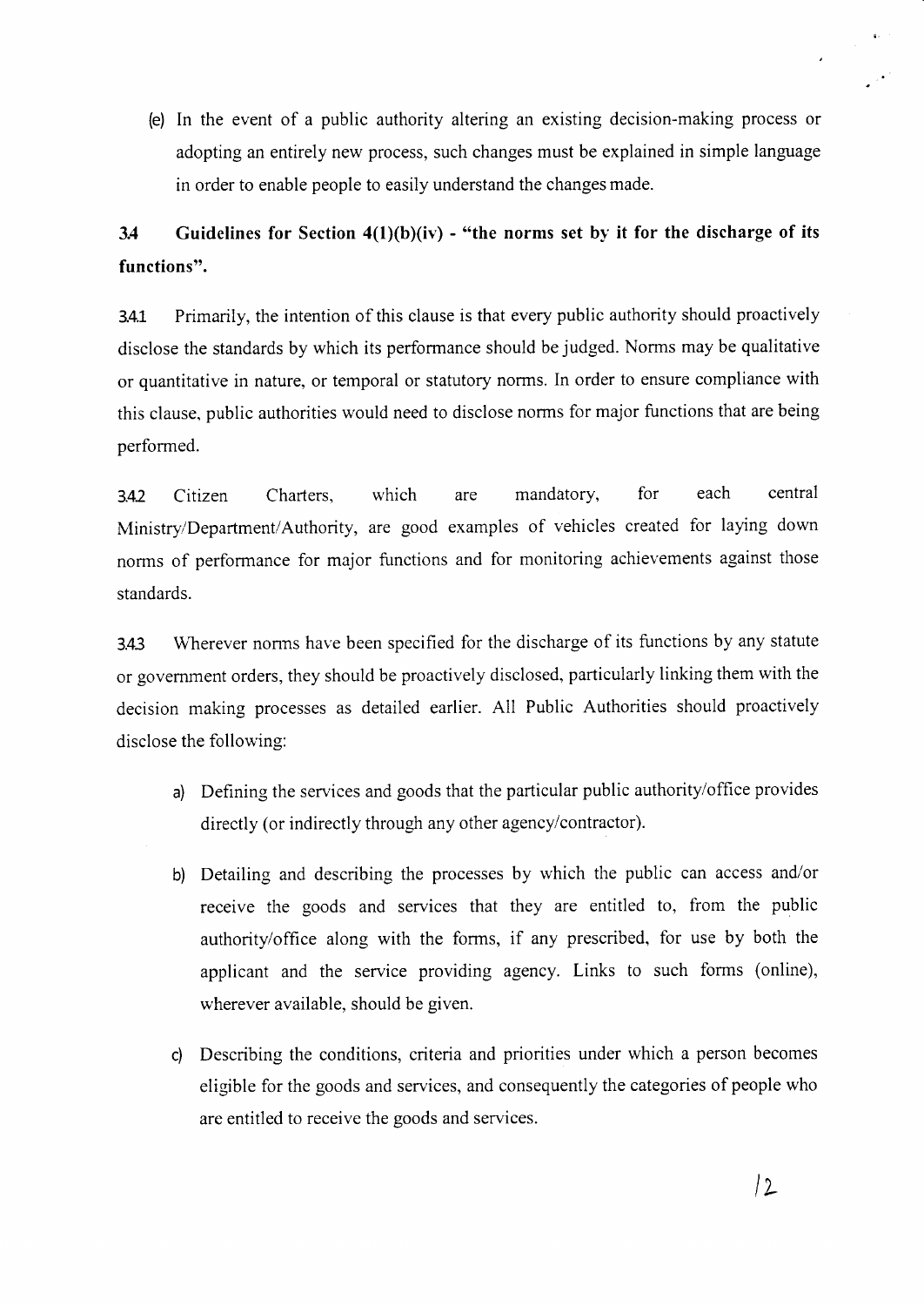(e) In the event of a public authority altering an existing decision-making process or adopting an entirely new process, such changes must be explained in simple language in order to enable people to easily understand the changes made.

### 3.4 Guidelines for Section 4(1)(b)(iv) - "the norms set by it for the discharge of its functions".

3.4.1 Primarily, the intention of this clause is that every public authority should proactively disclose the standards by which its performance should be judged. Norms may be qualitative or quantitative in nature, or temporal or statutory norms. In order to ensure compliance with this clause, public authorities would need to disclose norms for major functions that are being performed.

3.4.2 Citizen Charters, which are mandatory, for each central Ministry/Department/Authority, are good examples of vehicles created for laying down norms of performance for major functions and for monitoring achievements against those standards.

3.4.3 Wherever norms have been specified for the discharge of its functions by any statute or government orders, they should be proactively disclosed, particularly linking them with the decision making processes as detailed earlier. All Public Authorities should proactively disclose the following:

a) Defining the services and goods that the particular public authority/office provides directly (or indirectly through any other agency/contractor).

b) Detailing and describing the processes by which the public can access and/or receive the goods and services that they are entitled to, from the public authority/office along with the forms, if any prescribed, for use by both the applicant and the service providing agency. Links to such forms (online), wherever available, should be given.

c) Describing the conditions, criteria and priorities under which a person becomes eligible for the goods and services, and consequently the categories of people who are entitled to receive the goods and services.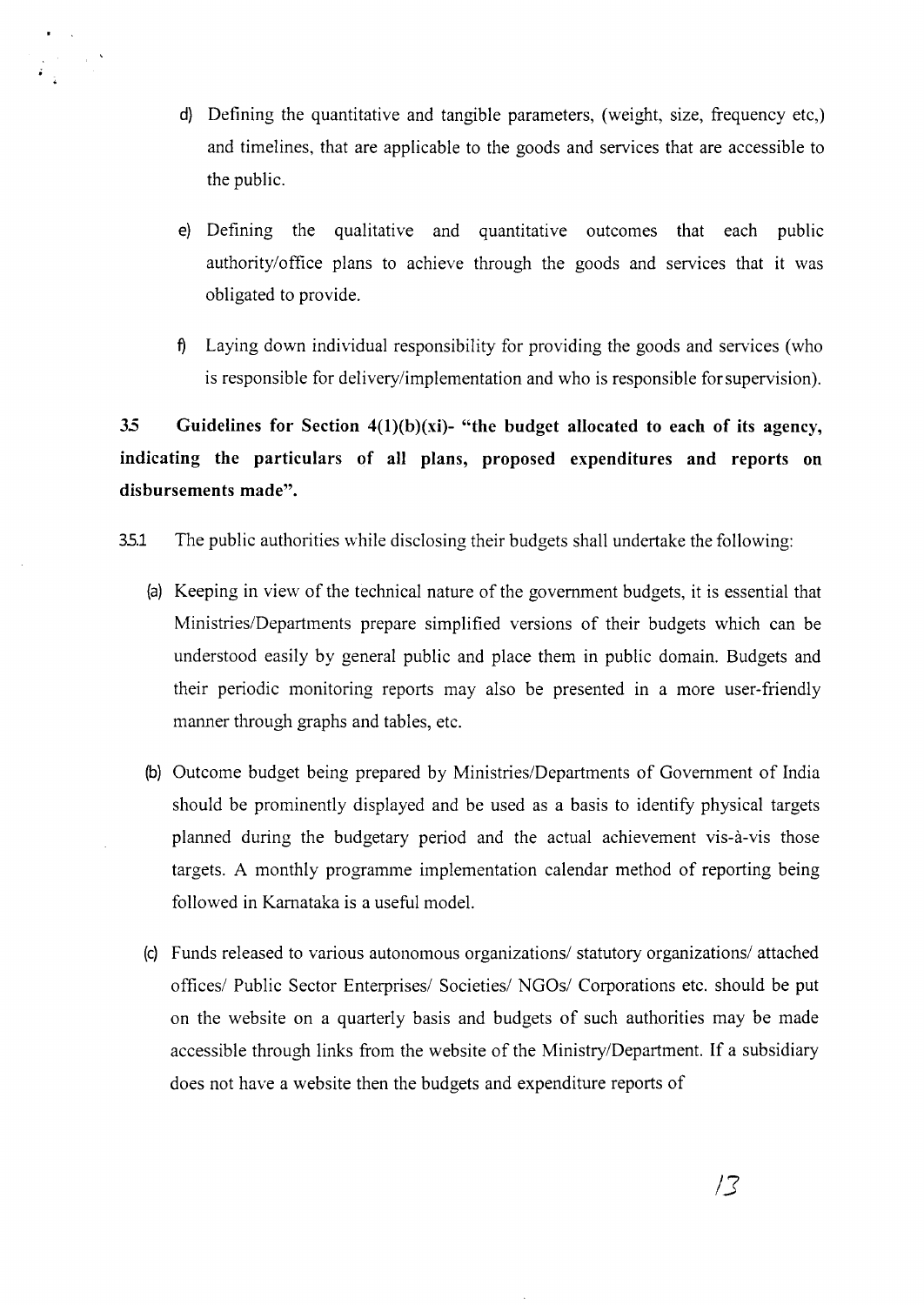d) Defining the quantitative and tangible parameters, (weight, size, frequency etc,) and timelines, that are applicable to the goods and services that are accessible to the public.

e) Defining the qualitative and quantitative outcomes that each public authority/office plans to achieve through the goods and services that it was obligated to provide.

f) Laying down individual responsibility for providing the goods and services (who is responsible for delivery/implementation and who is responsible for supervision).

**3.5 Guidelines for Section 4(1)(b)(xi)- "the budget allocated to each of its agency, indicating the particulars of all plans, proposed expenditures and reports on disbursements made".**

3.5.1 The public authorities while disclosing their budgets shall undertake the following:

(a) Keeping in view of the technical nature of the government budgets, it is essential that Ministries/Departments prepare simplified versions of their budgets which can be understood easily by general public and place them in public domain. Budgets and their periodic monitoring reports may also be presented in a more user-friendly manner through graphs and tables, etc.

(b) Outcome budget being prepared by Ministries/Departments of Government of India should be prominently displayed and be used as a basis to identify physical targets planned during the budgetary period and the actual achievement vis-à-vis those targets. A monthly programme implementation calendar method of reporting being followed in Karnataka is a useful model.

(c) Funds released to various autonomous organizations/ statutory organizations/ attached offices/ Public Sector Enterprises/ Societies/ NGOs/ Corporations etc. should be put on the website on a quarterly basis and budgets of such authorities may be made accessible through links from the website of the Ministry/Department. If a subsidiary does not have a website then the budgets and expenditure reports of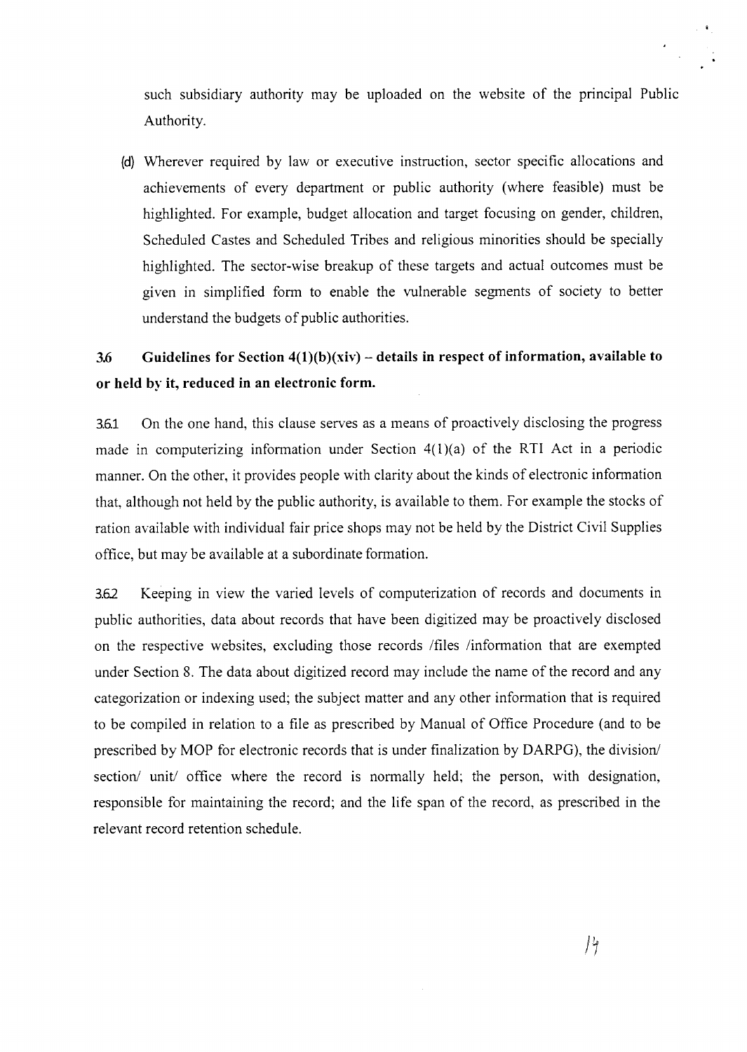such subsidiary authority may be uploaded on the website of the principal Public Authority.

(d) Wherever required by law or executive instruction, sector specific allocations and achievements of every department or public authority (where feasible) must be highlighted. For example, budget allocation and target focusing on gender, children, Scheduled Castes and Scheduled Tribes and religious minorities should be specially highlighted. The sector-wise breakup of these targets and actual outcomes must be given in simplified form to enable the vulnerable segments of society to better understand the budgets of public authorities.

### 3.6 Guidelines for Section 4(1)(b)(xiv) – details in respect of information, available to or held by it, reduced in an electronic form.

3.6.1 On the one hand, this clause serves as a means of proactively disclosing the progress made in computerizing information under Section 4(1)(a) of the RTI Act in a periodic manner. On the other, it provides people with clarity about the kinds of electronic information that, although not held by the public authority, is available to them. For example the stocks of ration available with individual fair price shops may not be held by the District Civil Supplies office, but may be available at a subordinate formation.

3.6.2 Keeping in view the varied levels of computerization of records and documents in public authorities, data about records that have been digitized may be proactively disclosed on the respective websites, excluding those records /files /information that are exempted under Section 8. The data about digitized record may include the name of the record and any categorization or indexing used; the subject matter and any other information that is required to be compiled in relation to a file as prescribed by Manual of Office Procedure (and to be prescribed by MOP for electronic records that is under finalization by DARPG), the division/ section/ unit/ office where the record is normally held; the person, with designation, responsible for maintaining the record; and the life span of the record, as prescribed in the relevant record retention schedule.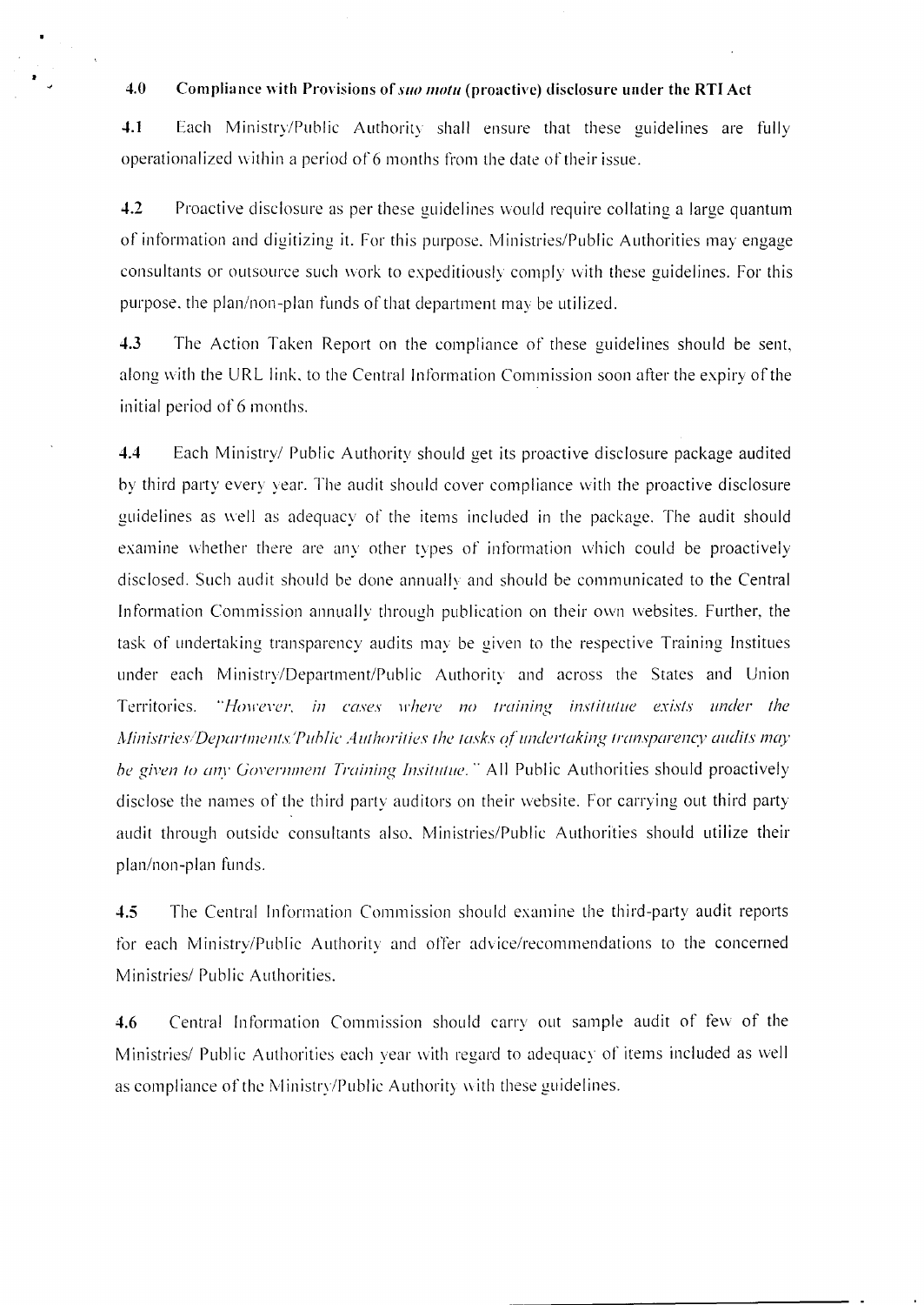## 4.0 Compliance with Provisions of *suo motu* (proactive) disclosure under the RTI Act

4.1 Each Ministry/Public Authority shall ensure that these guidelines are fully operationalized within a period of 6 months from the date of their issue.

4.2 Proactive disclosure as per these guidelines would require collating a large quantum of information and digitizing it. For this purpose, Ministries/Public Authorities may engage consultants or outsource such work to expeditiously comply with these guidelines. For this purpose, the plan/non-plan funds of that department may be utilized.

4.3 The Action Taken Report on the compliance of these guidelines should be sent, along with the URL link, to the Central Information Commission soon after the expiry of the initial period of 6 months.

4.4 Each Ministry/ Public Authority should get its proactive disclosure package audited by third party every year. The audit should cover compliance with the proactive disclosure guidelines as well as adequacy of the items included in the package. The audit should examine whether there are any other types of information which could be proactively disclosed. Such audit should be done annually and should be communicated to the Central Information Commission annually through publication on their own websites. Further, the task of undertaking transparency audits may be given to the respective Training Institues under each Ministry/Department/Public Authority and across the States and Union Territories. *"However, in cases where no training institutue exists under the Ministries/Departments/Public Authorities the tasks of undertaking transparency audits may be given to any Government Training Insitutue."* All Public Authorities should proactively disclose the names of the third party auditors on their website. For carrying out third party audit through outside consultants also, Ministries/Public Authorities should utilize their plan/non-plan funds.

4.5 The Central Information Commission should examine the third-party audit reports for each Ministry/Public Authority and offer advice/recommendations to the concerned Ministries/ Public Authorities.

4.6 Central Information Commission should carry out sample audit of few of the Ministries/ Public Authorities each year with regard to adequacy of items included as well as compliance of the Ministry/Public Authority with these guidelines.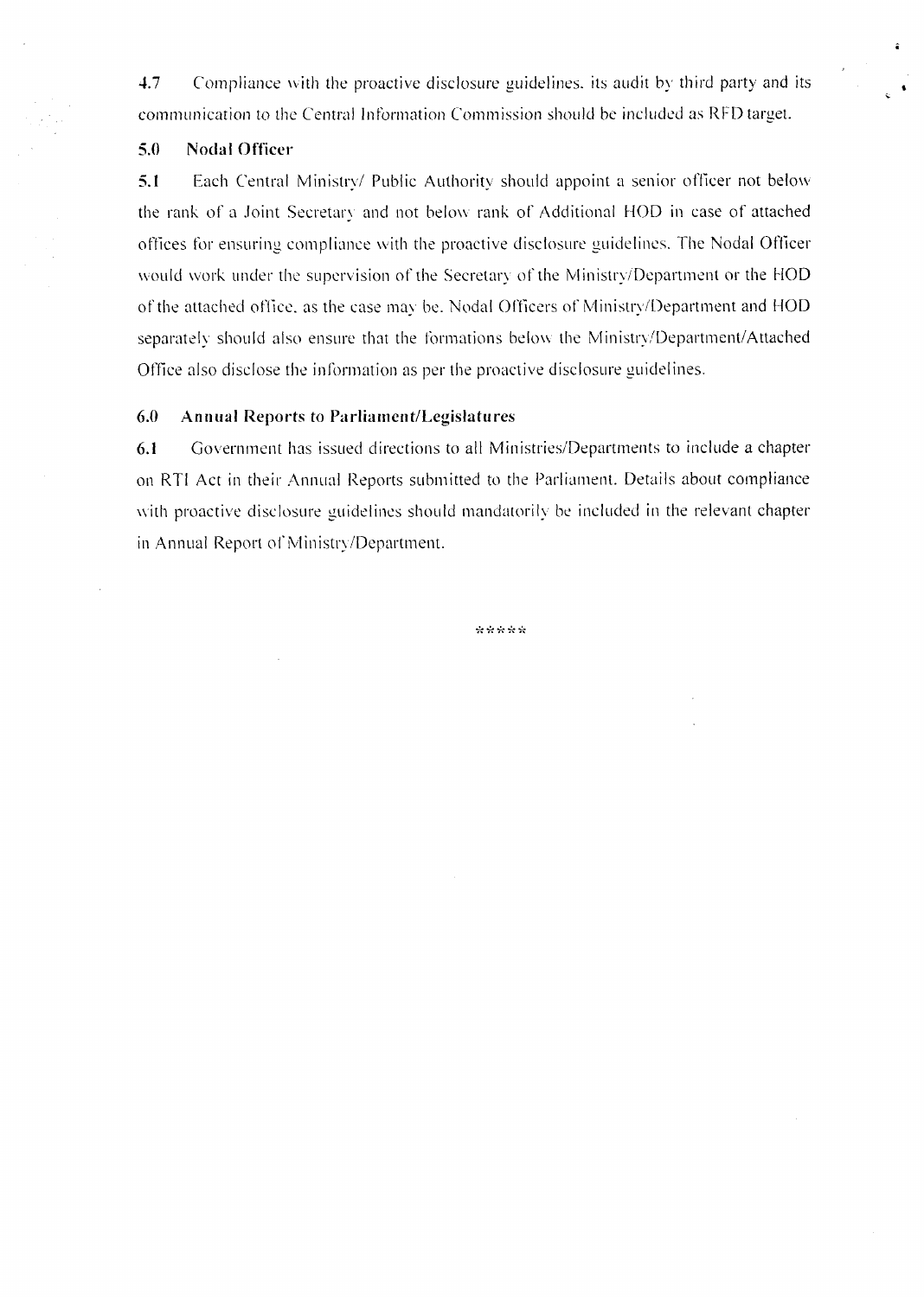4.7 Compliance with the proactive disclosure guidelines, its audit by third party and its communication to the Central Information Commission should be included as RFD target.

## 5.0 Nodal Officer

5.1 Each Central Ministry/ Public Authority should appoint a senior officer not below the rank of a Joint Secretary and not below rank of Additional HOD in case of attached offices for ensuring compliance with the proactive disclosure guidelines. The Nodal Officer would work under the supervision of the Secretary of the Ministry/Department or the HOD of the attached office, as the case may be. Nodal Officers of Ministry/Department and HOD separately should also ensure that the formations below the Ministry/Department/Attached Office also disclose the information as per the proactive disclosure guidelines.

## 6.0 Annual Reports to Parliament/Legislatures

6.1 Government has issued directions to all Ministries/Departments to include a chapter on RTI Act in their Annual Reports submitted to the Parliament. Details about compliance with proactive disclosure guidelines should mandatorily be included in the relevant chapter in Annual Report of Ministry/Department.

*****